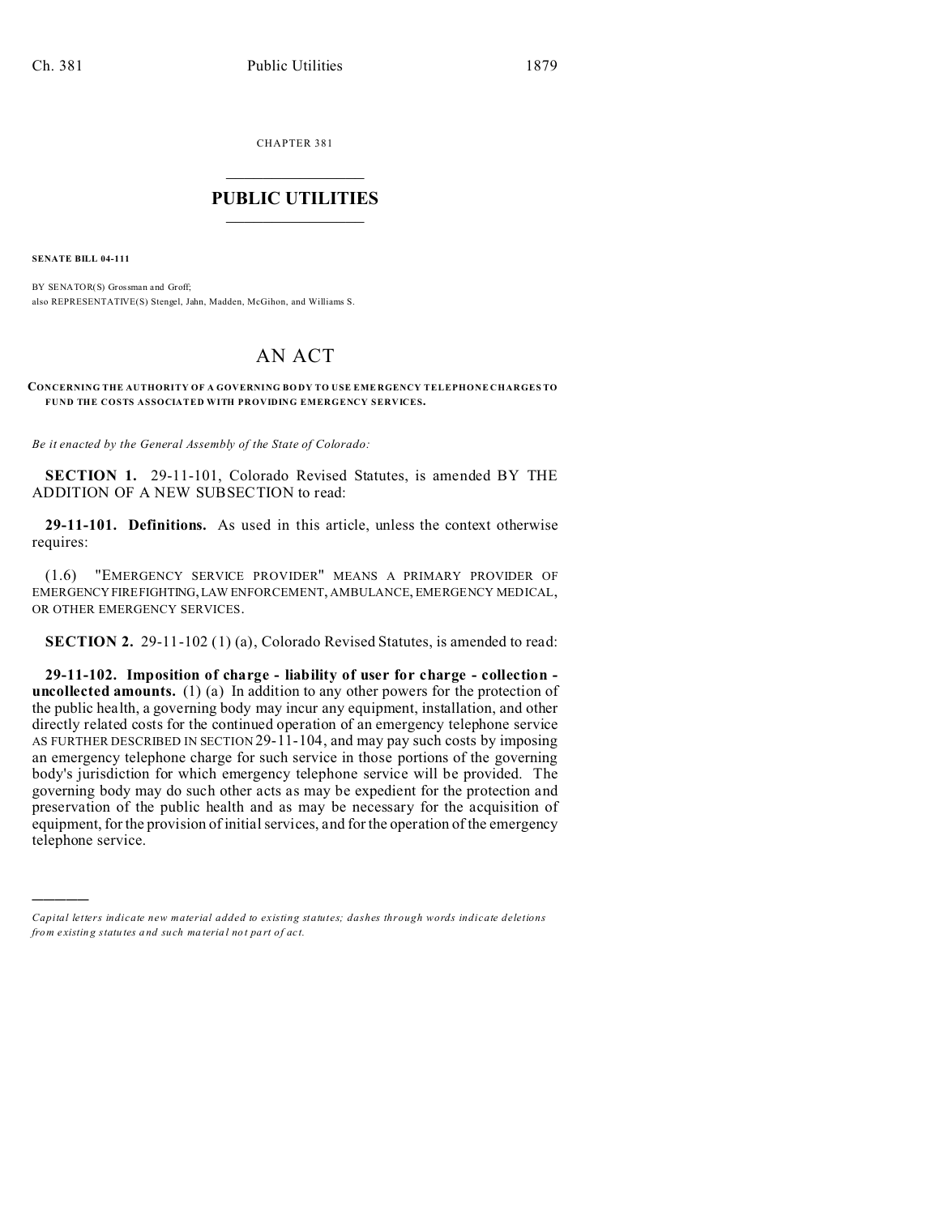CHAPTER 381

# PUBLIC UTILITIES

**SENATE BILL 04-111**

BY SENATOR(S) Grossman and Groff;
also REPRESENTATIVE(S) Stengel, Jahn, Madden, McGihon, and Williams S.

# AN ACT

**CONCERNING THE AUTHORITY OF A GOVERNING BODY TO USE EMERGENCY TELEPHONE CHARGES TO FUND THE COSTS ASSOCIATED WITH PROVIDING EMERGENCY SERVICES.**

*Be it enacted by the General Assembly of the State of Colorado:*

**SECTION 1.** 29-11-101, Colorado Revised Statutes, is amended BY THE ADDITION OF A NEW SUBSECTION to read:

**29-11-101. Definitions.** As used in this article, unless the context otherwise requires:

(1.6) "EMERGENCY SERVICE PROVIDER" MEANS A PRIMARY PROVIDER OF EMERGENCY FIREFIGHTING, LAW ENFORCEMENT, AMBULANCE, EMERGENCY MEDICAL, OR OTHER EMERGENCY SERVICES.

**SECTION 2.** 29-11-102 (1) (a), Colorado Revised Statutes, is amended to read:

**29-11-102. Imposition of charge - liability of user for charge - collection - uncollected amounts.** (1) (a) In addition to any other powers for the protection of the public health, a governing body may incur any equipment, installation, and other directly related costs for the continued operation of an emergency telephone service AS FURTHER DESCRIBED IN SECTION 29-11-104, and may pay such costs by imposing an emergency telephone charge for such service in those portions of the governing body's jurisdiction for which emergency telephone service will be provided. The governing body may do such other acts as may be expedient for the protection and preservation of the public health and as may be necessary for the acquisition of equipment, for the provision of initial services, and for the operation of the emergency telephone service.

---

*Capital letters indicate new material added to existing statutes; dashes through words indicate deletions from existing statutes and such material not part of act.*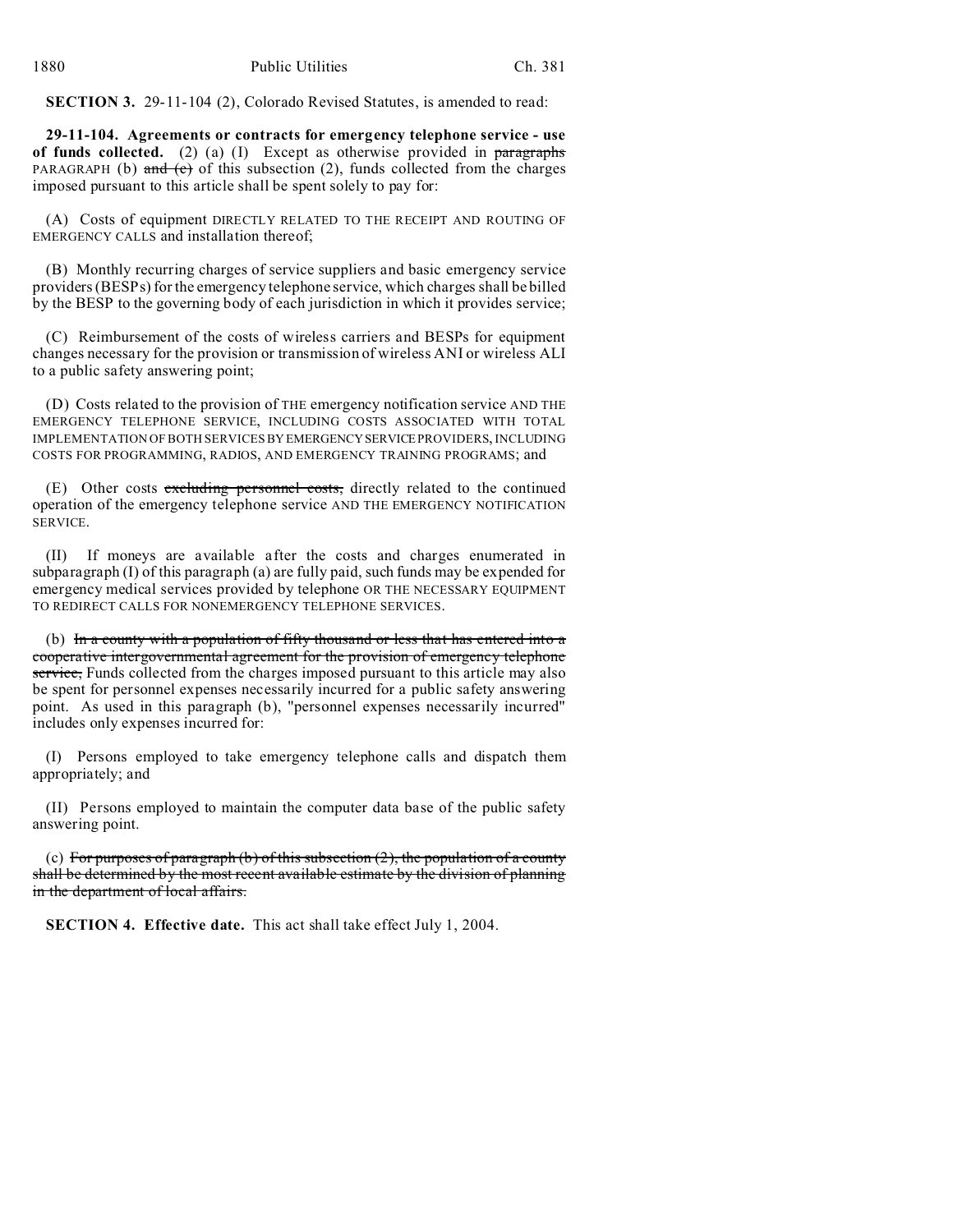**SECTION 3.** 29-11-104 (2), Colorado Revised Statutes, is amended to read:

**29-11-104. Agreements or contracts for emergency telephone service - use of funds collected.** (2) (a) (I) Except as otherwise provided in ~~paragraphs~~ PARAGRAPH (b) ~~and (c)~~ of this subsection (2), funds collected from the charges imposed pursuant to this article shall be spent solely to pay for:

(A) Costs of equipment DIRECTLY RELATED TO THE RECEIPT AND ROUTING OF EMERGENCY CALLS and installation thereof;

(B) Monthly recurring charges of service suppliers and basic emergency service providers (BESPs) for the emergency telephone service, which charges shall be billed by the BESP to the governing body of each jurisdiction in which it provides service;

(C) Reimbursement of the costs of wireless carriers and BESPs for equipment changes necessary for the provision or transmission of wireless ANI or wireless ALI to a public safety answering point;

(D) Costs related to the provision of THE emergency notification service AND THE EMERGENCY TELEPHONE SERVICE, INCLUDING COSTS ASSOCIATED WITH TOTAL IMPLEMENTATION OF BOTH SERVICES BY EMERGENCY SERVICE PROVIDERS, INCLUDING COSTS FOR PROGRAMMING, RADIOS, AND EMERGENCY TRAINING PROGRAMS; and

(E) Other costs ~~excluding personnel costs,~~ directly related to the continued operation of the emergency telephone service AND THE EMERGENCY NOTIFICATION SERVICE.

(II) If moneys are available after the costs and charges enumerated in subparagraph (I) of this paragraph (a) are fully paid, such funds may be expended for emergency medical services provided by telephone OR THE NECESSARY EQUIPMENT TO REDIRECT CALLS FOR NONEMERGENCY TELEPHONE SERVICES.

(b) ~~In a county with a population of fifty thousand or less that has entered into a cooperative intergovernmental agreement for the provision of emergency telephone service,~~ Funds collected from the charges imposed pursuant to this article may also be spent for personnel expenses necessarily incurred for a public safety answering point. As used in this paragraph (b), "personnel expenses necessarily incurred" includes only expenses incurred for:

(I) Persons employed to take emergency telephone calls and dispatch them appropriately; and

(II) Persons employed to maintain the computer data base of the public safety answering point.

(c) ~~For purposes of paragraph (b) of this subsection (2), the population of a county shall be determined by the most recent available estimate by the division of planning in the department of local affairs.~~

**SECTION 4. Effective date.** This act shall take effect July 1, 2004.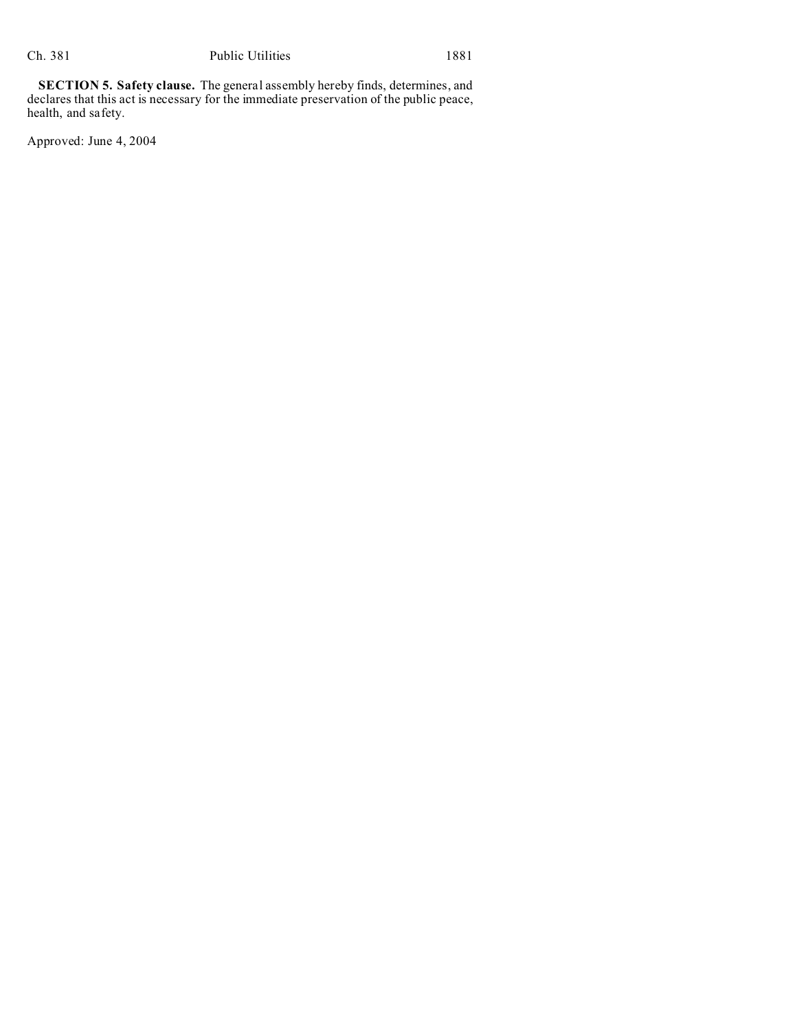**SECTION 5. Safety clause.** The general assembly hereby finds, determines, and declares that this act is necessary for the immediate preservation of the public peace, health, and safety.

Approved: June 4, 2004